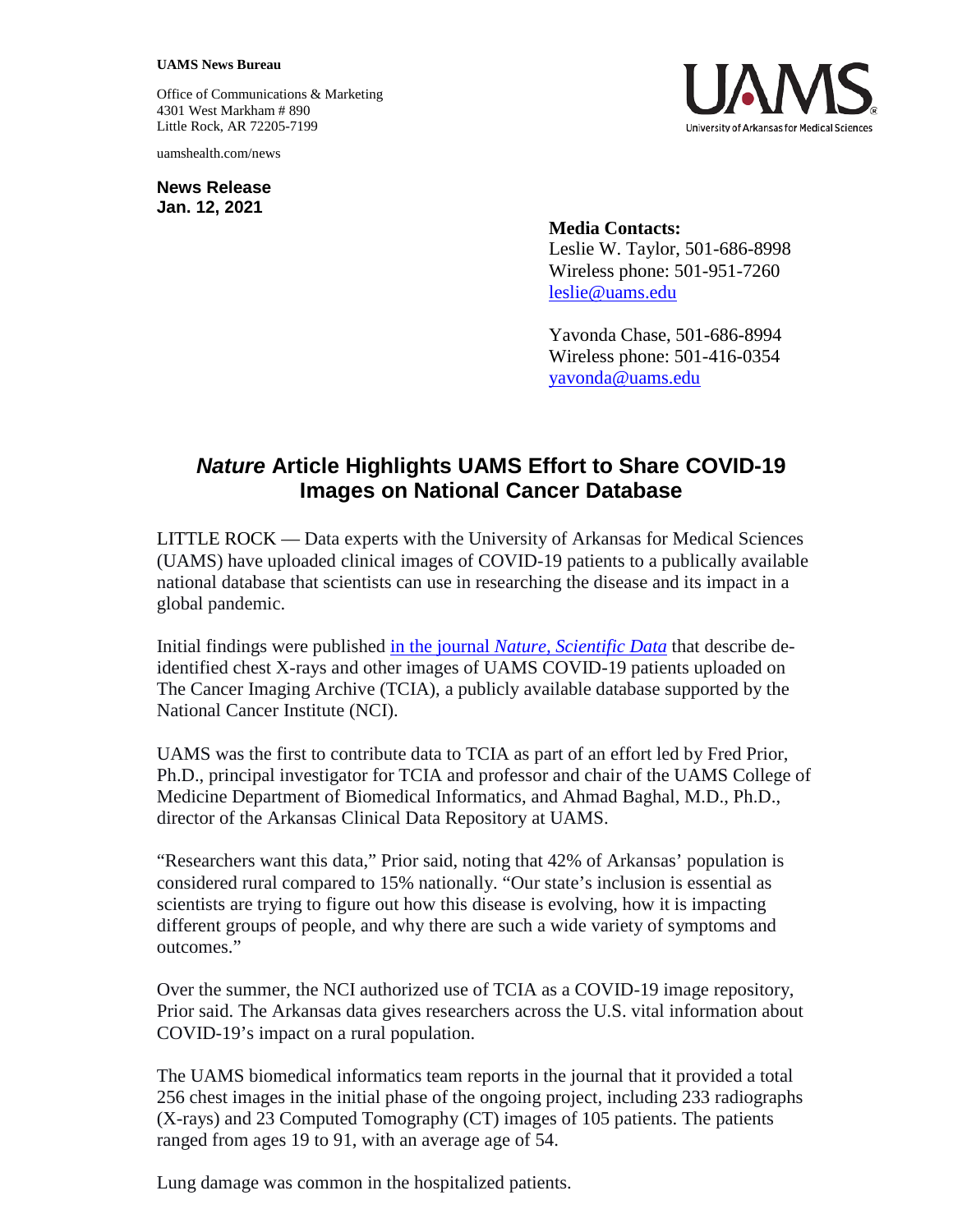**UAMS News Bureau**

Office of Communications & Marketing
4301 West Markham # 890
Little Rock, AR 72205-7199

uamshealth.com/news

UAMS
University of Arkansas for Medical Sciences

**News Release**
**Jan. 12, 2021**

**Media Contacts:**
Leslie W. Taylor, 501-686-8998
Wireless phone: 501-951-7260
leslie@uams.edu

Yavonda Chase, 501-686-8994
Wireless phone: 501-416-0354
yavonda@uams.edu

# ***Nature*** **Article Highlights UAMS Effort to Share COVID-19 Images on National Cancer Database**

LITTLE ROCK — Data experts with the University of Arkansas for Medical Sciences (UAMS) have uploaded clinical images of COVID-19 patients to a publically available national database that scientists can use in researching the disease and its impact in a global pandemic.

Initial findings were published in the journal *Nature, Scientific Data* that describe de-identified chest X-rays and other images of UAMS COVID-19 patients uploaded on The Cancer Imaging Archive (TCIA), a publicly available database supported by the National Cancer Institute (NCI).

UAMS was the first to contribute data to TCIA as part of an effort led by Fred Prior, Ph.D., principal investigator for TCIA and professor and chair of the UAMS College of Medicine Department of Biomedical Informatics, and Ahmad Baghal, M.D., Ph.D., director of the Arkansas Clinical Data Repository at UAMS.

"Researchers want this data," Prior said, noting that 42% of Arkansas' population is considered rural compared to 15% nationally. "Our state's inclusion is essential as scientists are trying to figure out how this disease is evolving, how it is impacting different groups of people, and why there are such a wide variety of symptoms and outcomes."

Over the summer, the NCI authorized use of TCIA as a COVID-19 image repository, Prior said. The Arkansas data gives researchers across the U.S. vital information about COVID-19's impact on a rural population.

The UAMS biomedical informatics team reports in the journal that it provided a total 256 chest images in the initial phase of the ongoing project, including 233 radiographs (X-rays) and 23 Computed Tomography (CT) images of 105 patients. The patients ranged from ages 19 to 91, with an average age of 54.

Lung damage was common in the hospitalized patients.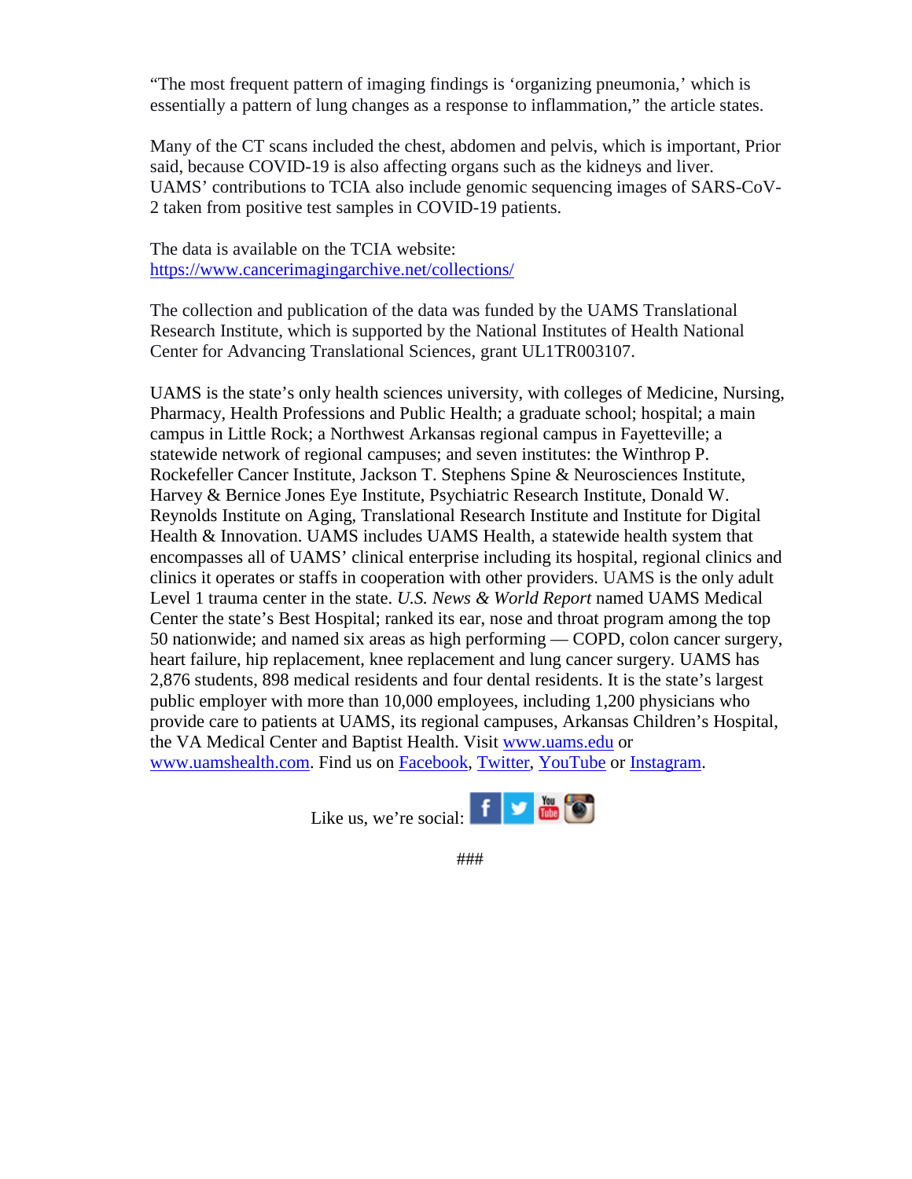"The most frequent pattern of imaging findings is 'organizing pneumonia,' which is essentially a pattern of lung changes as a response to inflammation," the article states.

Many of the CT scans included the chest, abdomen and pelvis, which is important, Prior said, because COVID-19 is also affecting organs such as the kidneys and liver. UAMS' contributions to TCIA also include genomic sequencing images of SARS-CoV-2 taken from positive test samples in COVID-19 patients.

The data is available on the TCIA website: [https://www.cancerimagingarchive.net/collections/](https://www.cancerimagingarchive.net/collections/)

The collection and publication of the data was funded by the UAMS Translational Research Institute, which is supported by the National Institutes of Health National Center for Advancing Translational Sciences, grant UL1TR003107.

UAMS is the state's only health sciences university, with colleges of Medicine, Nursing, Pharmacy, Health Professions and Public Health; a graduate school; hospital; a main campus in Little Rock; a Northwest Arkansas regional campus in Fayetteville; a statewide network of regional campuses; and seven institutes: the Winthrop P. Rockefeller Cancer Institute, Jackson T. Stephens Spine & Neurosciences Institute, Harvey & Bernice Jones Eye Institute, Psychiatric Research Institute, Donald W. Reynolds Institute on Aging, Translational Research Institute and Institute for Digital Health & Innovation. UAMS includes UAMS Health, a statewide health system that encompasses all of UAMS' clinical enterprise including its hospital, regional clinics and clinics it operates or staffs in cooperation with other providers. UAMS is the only adult Level 1 trauma center in the state. *U.S. News & World Report* named UAMS Medical Center the state's Best Hospital; ranked its ear, nose and throat program among the top 50 nationwide; and named six areas as high performing — COPD, colon cancer surgery, heart failure, hip replacement, knee replacement and lung cancer surgery. UAMS has 2,876 students, 898 medical residents and four dental residents. It is the state's largest public employer with more than 10,000 employees, including 1,200 physicians who provide care to patients at UAMS, its regional campuses, Arkansas Children's Hospital, the VA Medical Center and Baptist Health. Visit [www.uams.edu](www.uams.edu) or [www.uamshealth.com](www.uamshealth.com). Find us on Facebook, Twitter, YouTube or Instagram.

Like us, we're social:

###